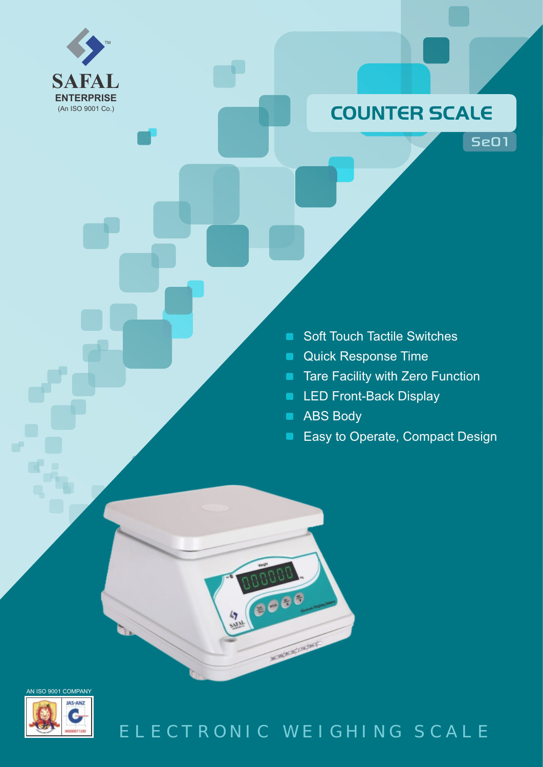SAFAL

ENTERPRISE

(An ISO 9001 Co.)

# COUNTER SCALE

SE01

- Soft Touch Tactile Switches
- Quick Response Time
- Tare Facility with Zero Function
- LED Front-Back Display
- ABS Body
- Easy to Operate, Compact Design

AN ISO 9001 COMPANY

ELECTRONIC WEIGHING SCALE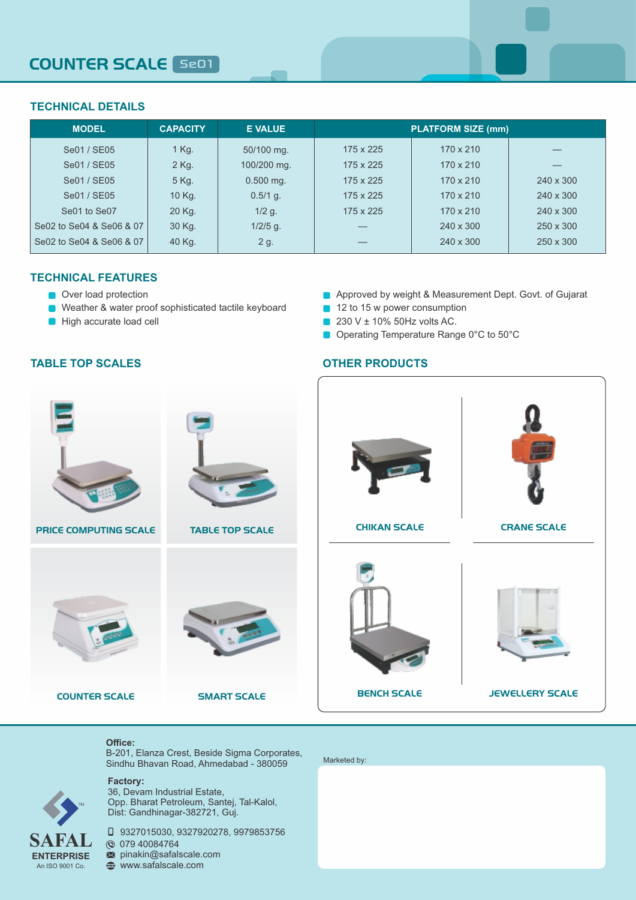# COUNTER SCALE Se01

## TECHNICAL DETAILS

| MODEL | CAPACITY | E VALUE | PLATFORM SIZE (mm) | | |
|---|---|---|---|---|---|
| Se01 / SE05 | 1 Kg. | 50/100 mg. | 175 x 225 | 170 x 210 | — |
| Se01 / SE05 | 2 Kg. | 100/200 mg. | 175 x 225 | 170 x 210 | — |
| Se01 / SE05 | 5 Kg. | 0.500 mg. | 175 x 225 | 170 x 210 | 240 x 300 |
| Se01 / SE05 | 10 Kg. | 0.5/1 g. | 175 x 225 | 170 x 210 | 240 x 300 |
| Se01 to Se07 | 20 Kg. | 1/2 g. | 175 x 225 | 170 x 210 | 240 x 300 |
| Se02 to Se04 & Se06 & 07 | 30 Kg. | 1/2/5 g. | — | 240 x 300 | 250 x 300 |
| Se02 to Se04 & Se06 & 07 | 40 Kg. | 2 g. | — | 240 x 300 | 250 x 300 |

## TECHNICAL FEATURES

- Over load protection
- Weather & water proof sophisticated tactile keyboard
- High accurate load cell
- Approved by weight & Measurement Dept. Govt. of Gujarat
- 12 to 15 w power consumption
- 230 V ± 10% 50Hz volts AC.
- Operating Temperature Range 0°C to 50°C

## TABLE TOP SCALES

PRICE COMPUTING SCALE

TABLE TOP SCALE

COUNTER SCALE

SMART SCALE

## OTHER PRODUCTS

CHIKAN SCALE

CRANE SCALE

BENCH SCALE

JEWELLERY SCALE

**Office:**
B-201, Elanza Crest, Beside Sigma Corporates,
Sindhu Bhavan Road, Ahmedabad - 380059

**Factory:**
36, Devam Industrial Estate,
Opp. Bharat Petroleum, Santej, Tal-Kalol,
Dist: Gandhinagar-382721, Guj.

9327015030, 9327920278, 9979853756
079 40084764
pinakin@safalscale.com
www.safalscale.com

SAFAL
ENTERPRISE
An ISO 9001 Co.

Marketed by: